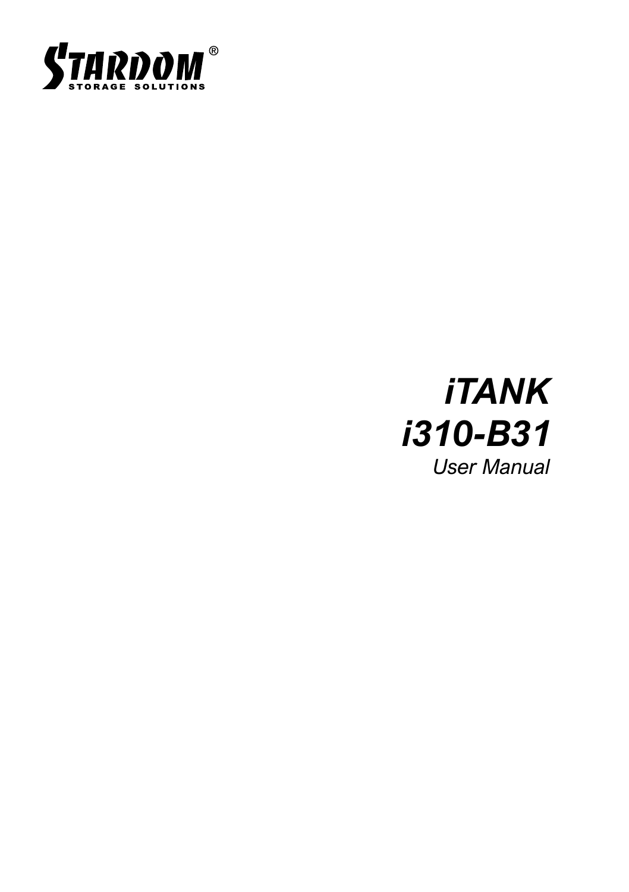STARDOM®

STORAGE SOLUTIONS

# *iTANK*

# *i310-B31*

*User Manual*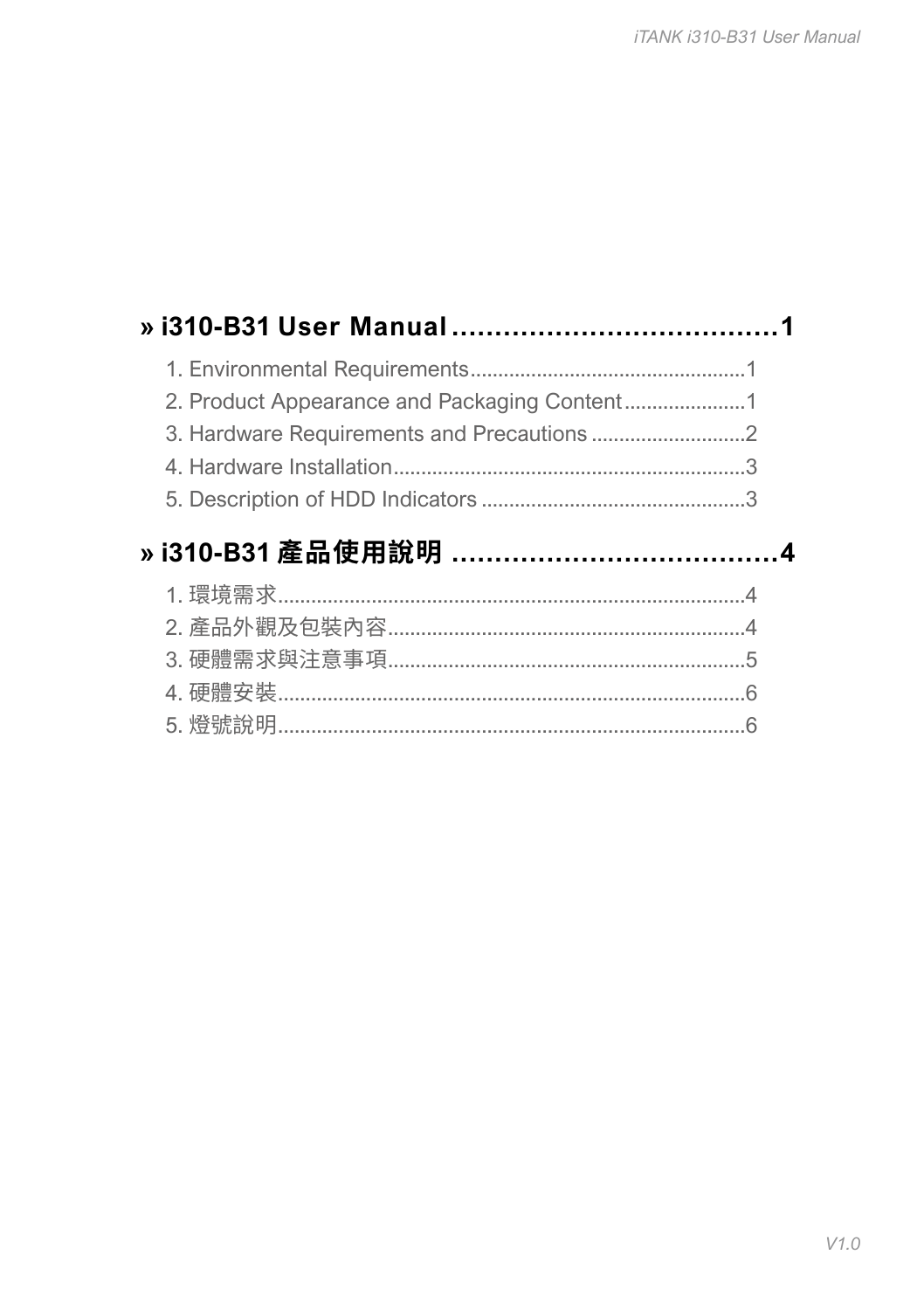## » i310-B31 User Manual ......................................1

1. Environmental Requirements..................................................1
2. Product Appearance and Packaging Content......................1
3. Hardware Requirements and Precautions ............................2
4. Hardware Installation................................................................3
5. Description of HDD Indicators ................................................3

## » i310-B31 產品使用說明 ......................................4

1. 環境需求.....................................................................................4
2. 產品外觀及包裝內容.................................................................4
3. 硬體需求與注意事項.................................................................5
4. 硬體安裝.....................................................................................6
5. 燈號說明.....................................................................................6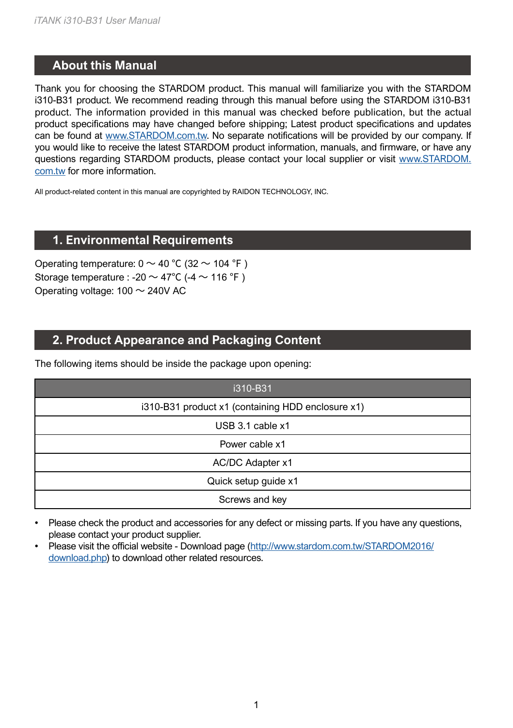## About this Manual

Thank you for choosing the STARDOM product. This manual will familiarize you with the STARDOM i310-B31 product. We recommend reading through this manual before using the STARDOM i310-B31 product. The information provided in this manual was checked before publication, but the actual product specifications may have changed before shipping; Latest product specifications and updates can be found at www.STARDOM.com.tw. No separate notifications will be provided by our company. If you would like to receive the latest STARDOM product information, manuals, and firmware, or have any questions regarding STARDOM products, please contact your local supplier or visit www.STARDOM.com.tw for more information.

All product-related content in this manual are copyrighted by RAIDON TECHNOLOGY, INC.

## 1. Environmental Requirements

Operating temperature: 0 ~ 40 °C (32 ~ 104 °F )
Storage temperature : -20 ~ 47°C (-4 ~ 116 °F )
Operating voltage: 100 ~ 240V AC

## 2. Product Appearance and Packaging Content

The following items should be inside the package upon opening:

| i310-B31 |
|---|
| i310-B31 product x1 (containing HDD enclosure x1) |
| USB 3.1 cable x1 |
| Power cable x1 |
| AC/DC Adapter x1 |
| Quick setup guide x1 |
| Screws and key |

- Please check the product and accessories for any defect or missing parts. If you have any questions, please contact your product supplier.
- Please visit the official website - Download page (http://www.stardom.com.tw/STARDOM2016/download.php) to download other related resources.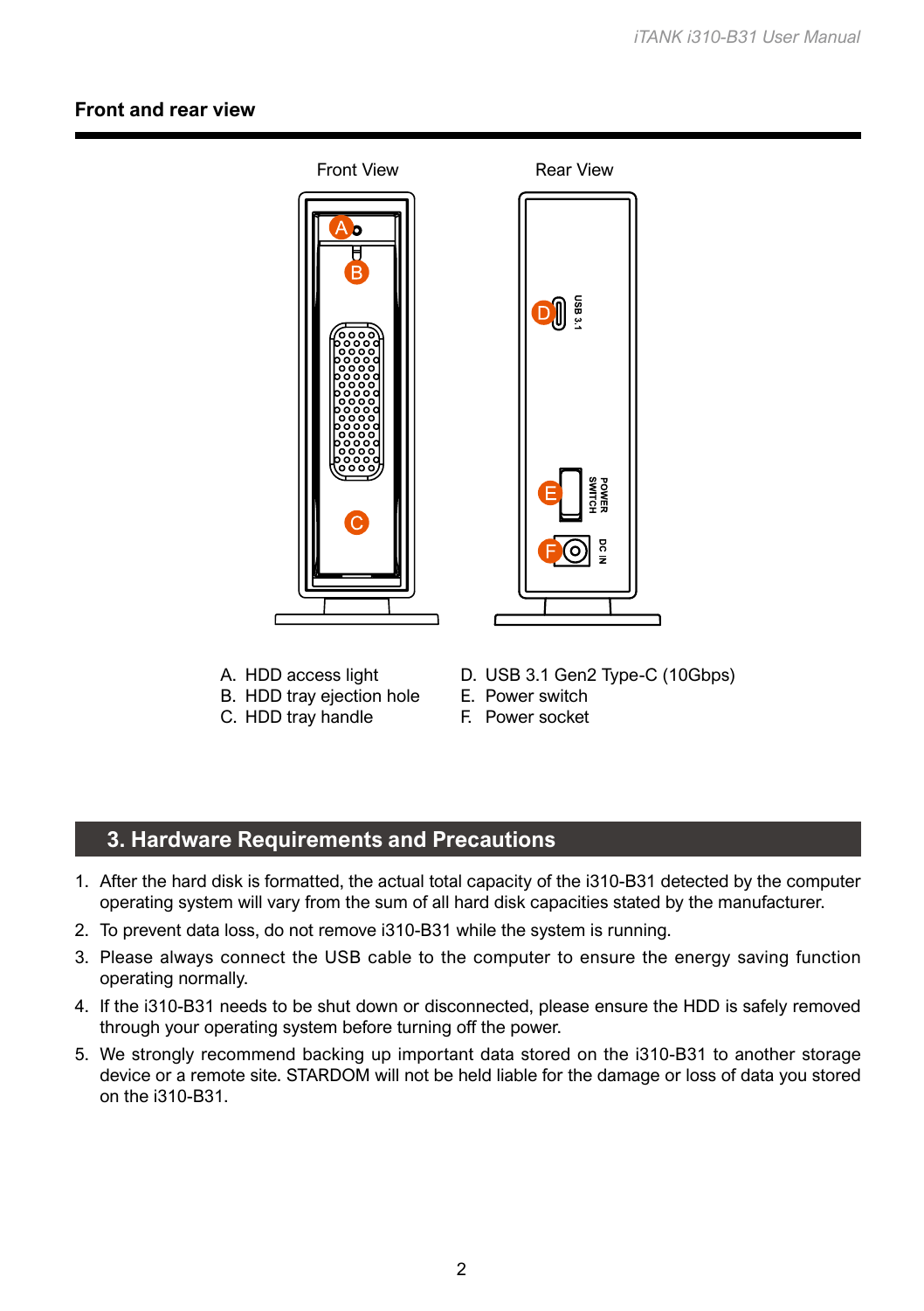## Front and rear view

Front View

Rear View

A. HDD access light
B. HDD tray ejection hole
C. HDD tray handle
D. USB 3.1 Gen2 Type-C (10Gbps)
E. Power switch
F. Power socket

## 3. Hardware Requirements and Precautions

1. After the hard disk is formatted, the actual total capacity of the i310-B31 detected by the computer operating system will vary from the sum of all hard disk capacities stated by the manufacturer.
2. To prevent data loss, do not remove i310-B31 while the system is running.
3. Please always connect the USB cable to the computer to ensure the energy saving function operating normally.
4. If the i310-B31 needs to be shut down or disconnected, please ensure the HDD is safely removed through your operating system before turning off the power.
5. We strongly recommend backing up important data stored on the i310-B31 to another storage device or a remote site. STARDOM will not be held liable for the damage or loss of data you stored on the i310-B31.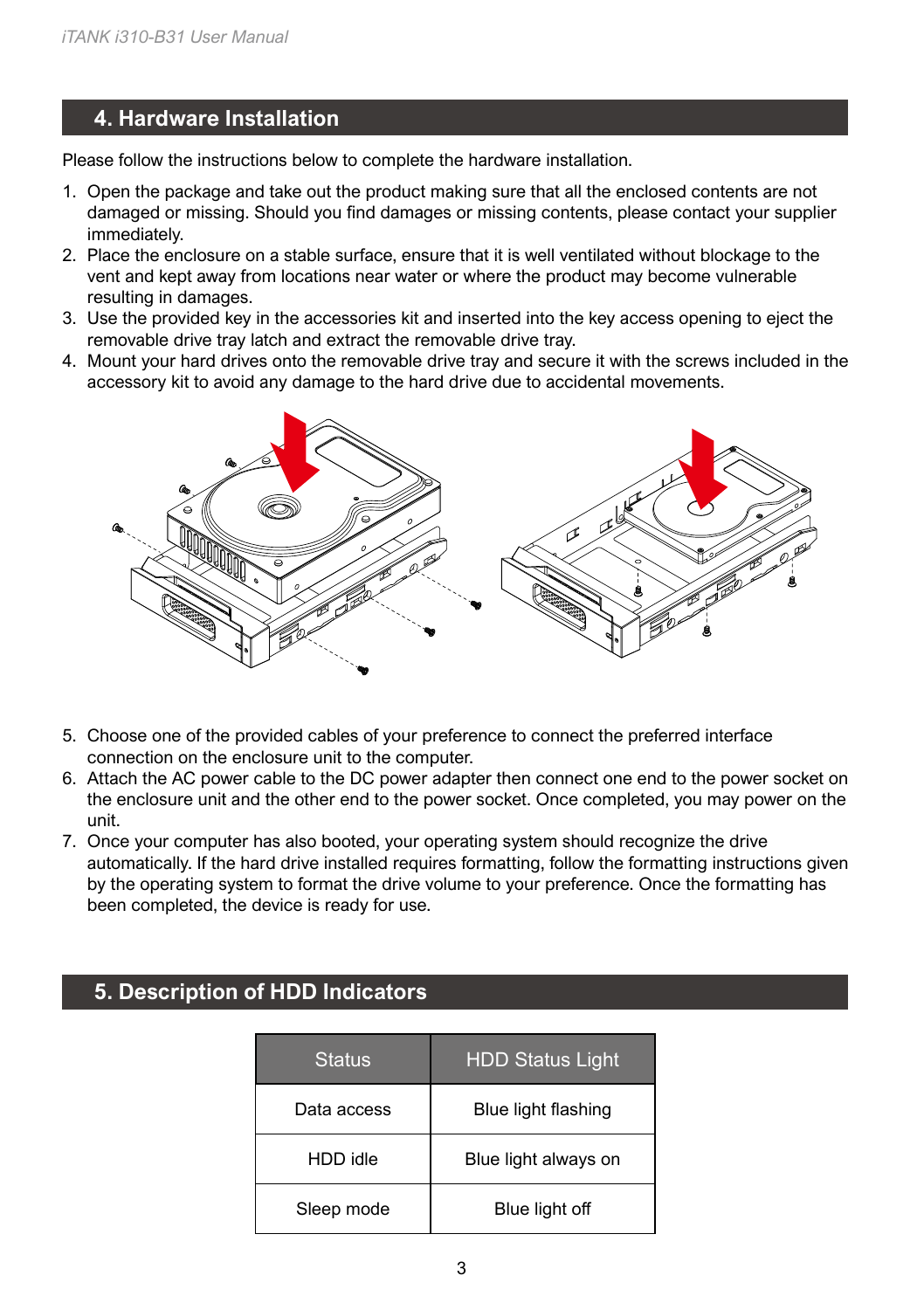## 4. Hardware Installation

Please follow the instructions below to complete the hardware installation.

1. Open the package and take out the product making sure that all the enclosed contents are not damaged or missing. Should you find damages or missing contents, please contact your supplier immediately.
2. Place the enclosure on a stable surface, ensure that it is well ventilated without blockage to the vent and kept away from locations near water or where the product may become vulnerable resulting in damages.
3. Use the provided key in the accessories kit and inserted into the key access opening to eject the removable drive tray latch and extract the removable drive tray.
4. Mount your hard drives onto the removable drive tray and secure it with the screws included in the accessory kit to avoid any damage to the hard drive due to accidental movements.
5. Choose one of the provided cables of your preference to connect the preferred interface connection on the enclosure unit to the computer.
6. Attach the AC power cable to the DC power adapter then connect one end to the power socket on the enclosure unit and the other end to the power socket. Once completed, you may power on the unit.
7. Once your computer has also booted, your operating system should recognize the drive automatically. If the hard drive installed requires formatting, follow the formatting instructions given by the operating system to format the drive volume to your preference. Once the formatting has been completed, the device is ready for use.

## 5. Description of HDD Indicators

| Status | HDD Status Light |
| --- | --- |
| Data access | Blue light flashing |
| HDD idle | Blue light always on |
| Sleep mode | Blue light off |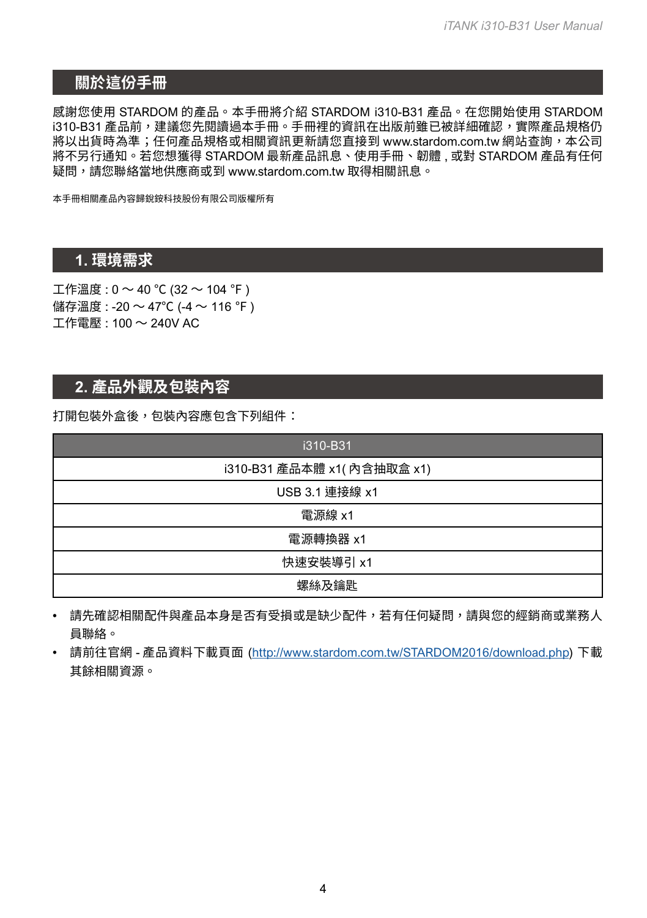## 關於這份手冊

感謝您使用 STARDOM 的產品。本手冊將介紹 STARDOM i310-B31 產品。在您開始使用 STARDOM i310-B31 產品前，建議您先閱讀過本手冊。手冊裡的資訊在出版前雖已被詳細確認，實際產品規格仍將以出貨時為準；任何產品規格或相關資訊更新請您直接到 www.stardom.com.tw 網站查詢，本公司將不另行通知。若您想獲得 STARDOM 最新產品訊息、使用手冊、韌體 , 或對 STARDOM 產品有任何疑問，請您聯絡當地供應商或到 www.stardom.com.tw 取得相關訊息。

本手冊相關產品內容歸銳銨科技股份有限公司版權所有

## 1. 環境需求

工作溫度 : 0 ～ 40 °C (32 ～ 104 °F )
儲存溫度 : -20 ～ 47°C (-4 ～ 116 °F )
工作電壓 : 100 ～ 240V AC

## 2. 產品外觀及包裝內容

打開包裝外盒後，包裝內容應包含下列組件：

| i310-B31 |
| --- |
| i310-B31 產品本體 x1( 內含抽取盒 x1) |
| USB 3.1 連接線 x1 |
| 電源線 x1 |
| 電源轉換器 x1 |
| 快速安裝導引 x1 |
| 螺絲及鑰匙 |

- 請先確認相關配件與產品本身是否有受損或是缺少配件，若有任何疑問，請與您的經銷商或業務人員聯絡。
- 請前往官網 - 產品資料下載頁面 (http://www.stardom.com.tw/STARDOM2016/download.php) 下載其餘相關資源。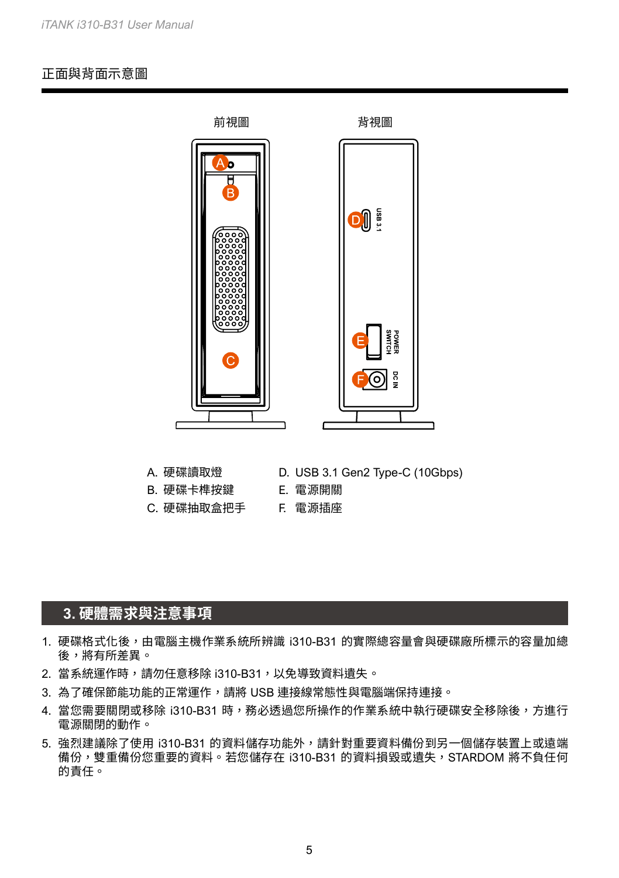## 正面與背面示意圖

前視圖　　背視圖

A. 硬碟讀取燈
B. 硬碟卡榫按鍵
C. 硬碟抽取盒把手
D. USB 3.1 Gen2 Type-C (10Gbps)
E. 電源開關
F. 電源插座

## 3. 硬體需求與注意事項

1. 硬碟格式化後，由電腦主機作業系統所辨識 i310-B31 的實際總容量會與硬碟廠所標示的容量加總後，將有所差異。
2. 當系統運作時，請勿任意移除 i310-B31，以免導致資料遺失。
3. 為了確保節能功能的正常運作，請將 USB 連接線常態性與電腦端保持連接。
4. 當您需要關閉或移除 i310-B31 時，務必透過您所操作的作業系統中執行硬碟安全移除後，方進行電源關閉的動作。
5. 強烈建議除了使用 i310-B31 的資料儲存功能外，請針對重要資料備份到另一個儲存裝置上或遠端備份，雙重備份您重要的資料。若您儲存在 i310-B31 的資料損毀或遺失，STARDOM 將不負任何的責任。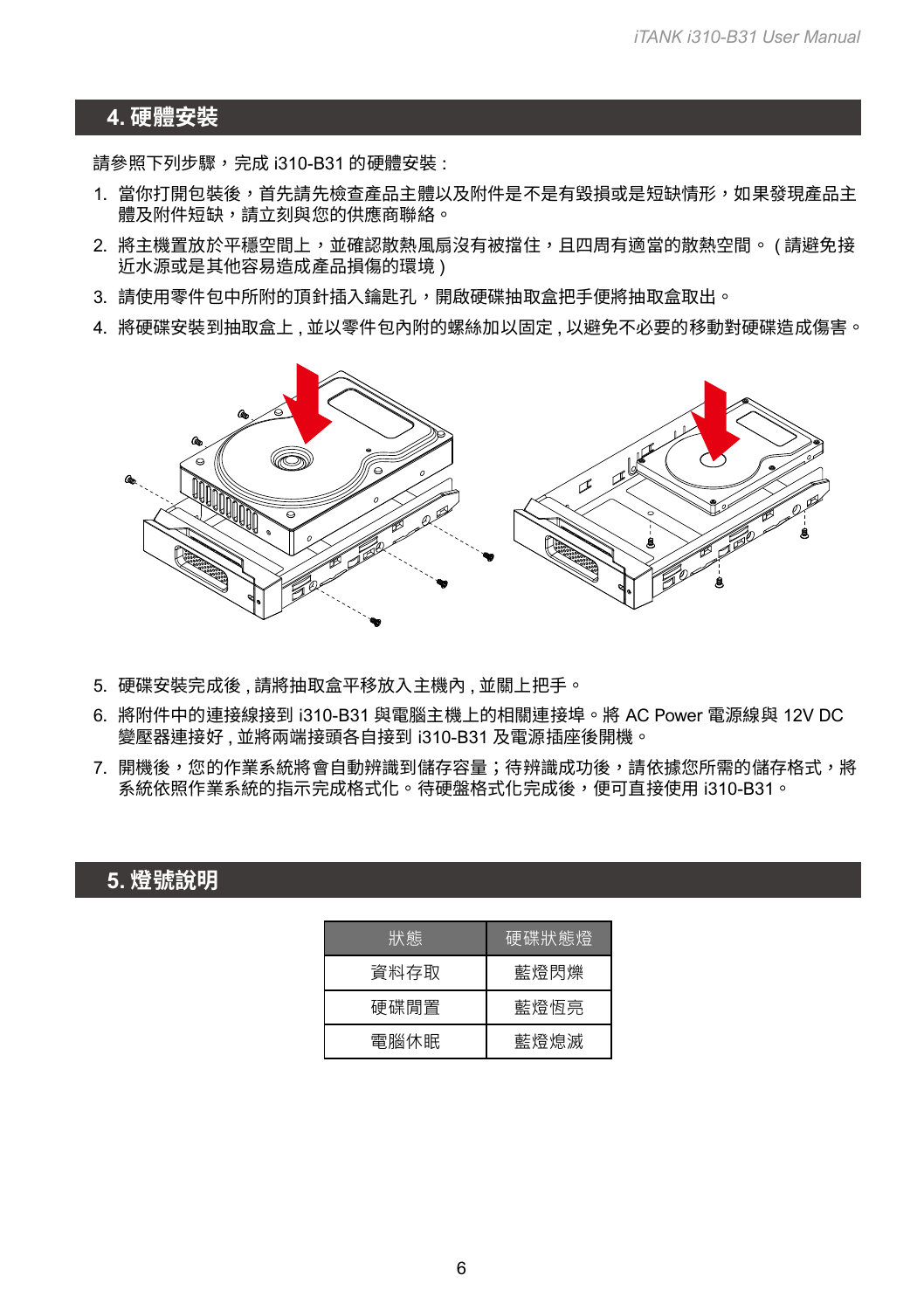## 4. 硬體安裝

請參照下列步驟，完成 i310-B31 的硬體安裝 :

1. 當你打開包裝後，首先請先檢查產品主體以及附件是不是有毀損或是短缺情形，如果發現產品主體及附件短缺，請立刻與您的供應商聯絡。
2. 將主機置放於平穩空間上，並確認散熱風扇沒有被擋住，且四周有適當的散熱空間。 ( 請避免接近水源或是其他容易造成產品損傷的環境 )
3. 請使用零件包中所附的頂針插入鑰匙孔，開啟硬碟抽取盒把手便將抽取盒取出。
4. 將硬碟安裝到抽取盒上 , 並以零件包內附的螺絲加以固定 , 以避免不必要的移動對硬碟造成傷害。

5. 硬碟安裝完成後 , 請將抽取盒平移放入主機內 , 並關上把手。
6. 將附件中的連接線接到 i310-B31 與電腦主機上的相關連接埠。將 AC Power 電源線與 12V DC 變壓器連接好 , 並將兩端接頭各自接到 i310-B31 及電源插座後開機。
7. 開機後，您的作業系統將會自動辨識到儲存容量；待辨識成功後，請依據您所需的儲存格式，將系統依照作業系統的指示完成格式化。待硬盤格式化完成後，便可直接使用 i310-B31。

## 5. 燈號說明

| 狀態 | 硬碟狀態燈 |
|---|---|
| 資料存取 | 藍燈閃爍 |
| 硬碟閒置 | 藍燈恆亮 |
| 電腦休眠 | 藍燈熄滅 |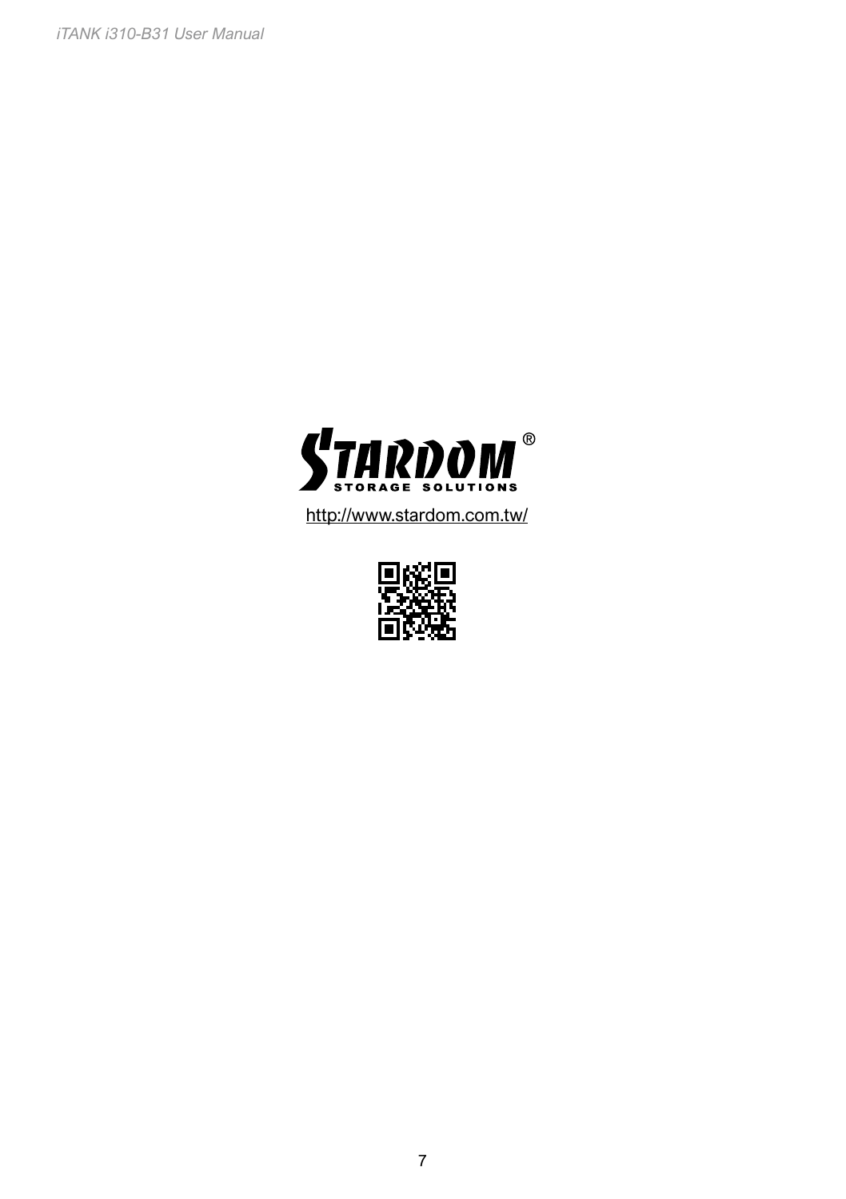STARDOM®

STORAGE SOLUTIONS

http://www.stardom.com.tw/